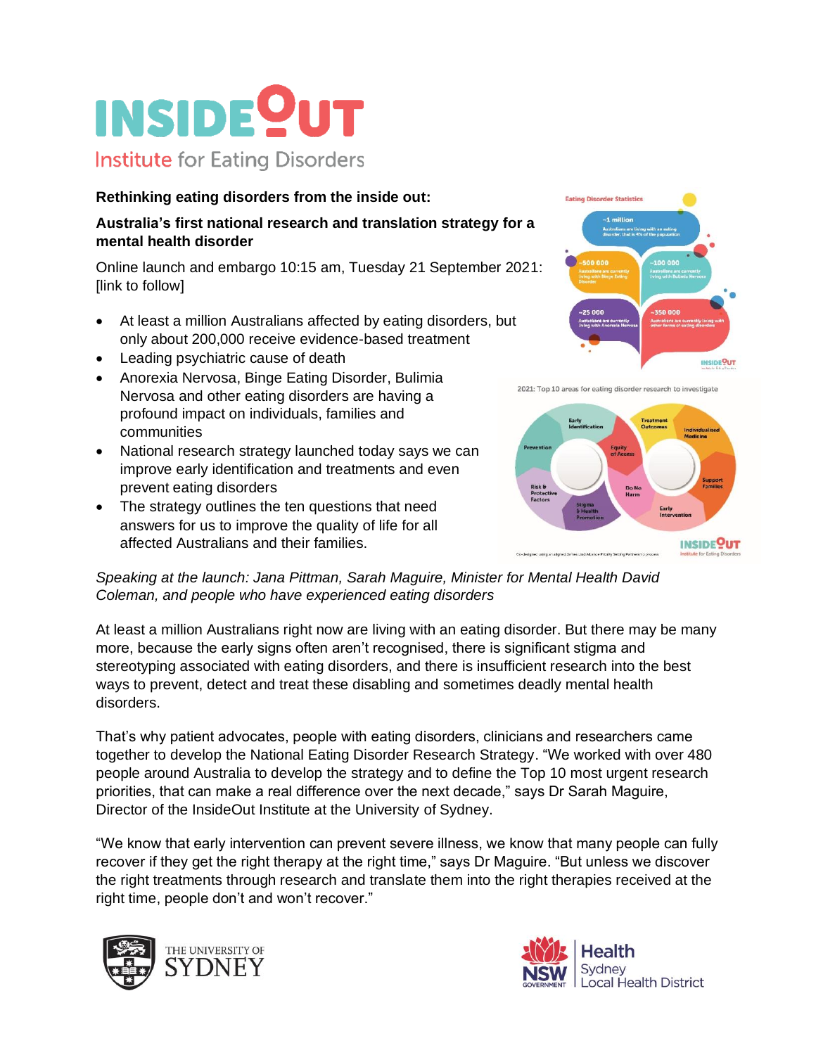# INSIDE OUT

Institute for Eating Disorders

**Rethinking eating disorders from the inside out:**

**Australia's first national research and translation strategy for a mental health disorder**

Online launch and embargo 10:15 am, Tuesday 21 September 2021: [link to follow]

- At least a million Australians affected by eating disorders, but only about 200,000 receive evidence-based treatment
- Leading psychiatric cause of death
- Anorexia Nervosa, Binge Eating Disorder, Bulimia Nervosa and other eating disorders are having a profound impact on individuals, families and communities
- National research strategy launched today says we can improve early identification and treatments and even prevent eating disorders
- The strategy outlines the ten questions that need answers for us to improve the quality of life for all affected Australians and their families.

*Speaking at the launch: Jana Pittman, Sarah Maguire, Minister for Mental Health David Coleman, and people who have experienced eating disorders*

At least a million Australians right now are living with an eating disorder. But there may be many more, because the early signs often aren't recognised, there is significant stigma and stereotyping associated with eating disorders, and there is insufficient research into the best ways to prevent, detect and treat these disabling and sometimes deadly mental health disorders.

That's why patient advocates, people with eating disorders, clinicians and researchers came together to develop the National Eating Disorder Research Strategy. "We worked with over 480 people around Australia to develop the strategy and to define the Top 10 most urgent research priorities, that can make a real difference over the next decade," says Dr Sarah Maguire, Director of the InsideOut Institute at the University of Sydney.

"We know that early intervention can prevent severe illness, we know that many people can fully recover if they get the right therapy at the right time," says Dr Maguire. "But unless we discover the right treatments through research and translate them into the right therapies received at the right time, people don't and won't recover."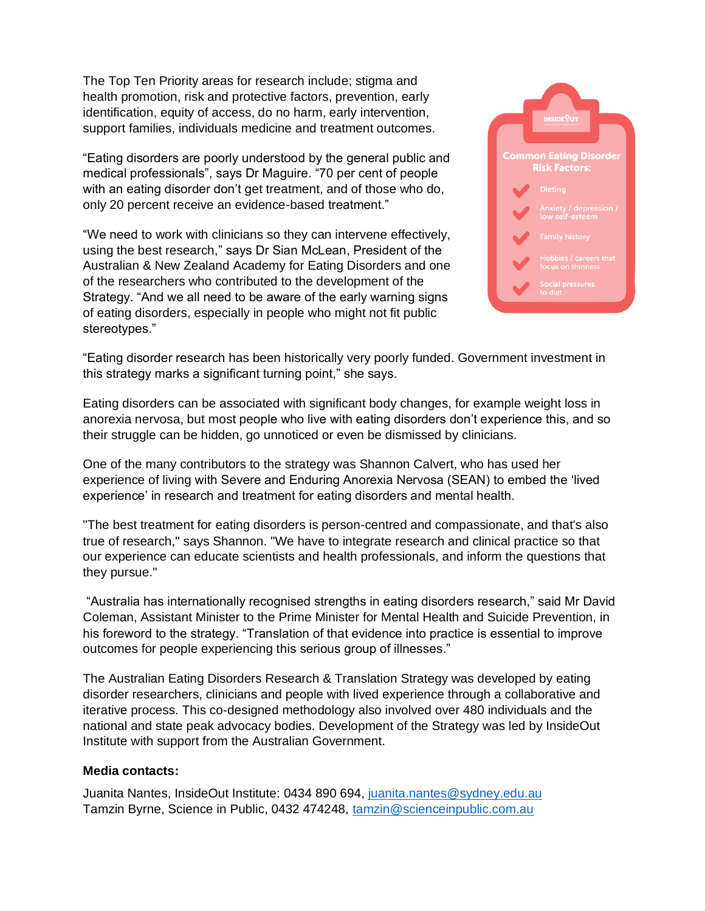The Top Ten Priority areas for research include; stigma and health promotion, risk and protective factors, prevention, early identification, equity of access, do no harm, early intervention, support families, individuals medicine and treatment outcomes.

“Eating disorders are poorly understood by the general public and medical professionals”, says Dr Maguire. “70 per cent of people with an eating disorder don’t get treatment, and of those who do, only 20 percent receive an evidence-based treatment.”

“We need to work with clinicians so they can intervene effectively, using the best research,” says Dr Sian McLean, President of the Australian & New Zealand Academy for Eating Disorders and one of the researchers who contributed to the development of the Strategy. “And we all need to be aware of the early warning signs of eating disorders, especially in people who might not fit public stereotypes.”

INSIDEOUT

Common Eating Disorder Risk Factors:

- Dieting
- Anxiety / depression / low self-esteem
- Family history
- Hobbies / careers that focus on thinness
- Social pressures to diet

“Eating disorder research has been historically very poorly funded. Government investment in this strategy marks a significant turning point,” she says.

Eating disorders can be associated with significant body changes, for example weight loss in anorexia nervosa, but most people who live with eating disorders don’t experience this, and so their struggle can be hidden, go unnoticed or even be dismissed by clinicians.

One of the many contributors to the strategy was Shannon Calvert, who has used her experience of living with Severe and Enduring Anorexia Nervosa (SEAN) to embed the ‘lived experience’ in research and treatment for eating disorders and mental health.

"The best treatment for eating disorders is person-centred and compassionate, and that's also true of research," says Shannon. "We have to integrate research and clinical practice so that our experience can educate scientists and health professionals, and inform the questions that they pursue."

“Australia has internationally recognised strengths in eating disorders research,” said Mr David Coleman, Assistant Minister to the Prime Minister for Mental Health and Suicide Prevention, in his foreword to the strategy. “Translation of that evidence into practice is essential to improve outcomes for people experiencing this serious group of illnesses.”

The Australian Eating Disorders Research & Translation Strategy was developed by eating disorder researchers, clinicians and people with lived experience through a collaborative and iterative process. This co-designed methodology also involved over 480 individuals and the national and state peak advocacy bodies. Development of the Strategy was led by InsideOut Institute with support from the Australian Government.

**Media contacts:**

Juanita Nantes, InsideOut Institute: 0434 890 694, juanita.nantes@sydney.edu.au
Tamzin Byrne, Science in Public, 0432 474248, tamzin@scienceinpublic.com.au